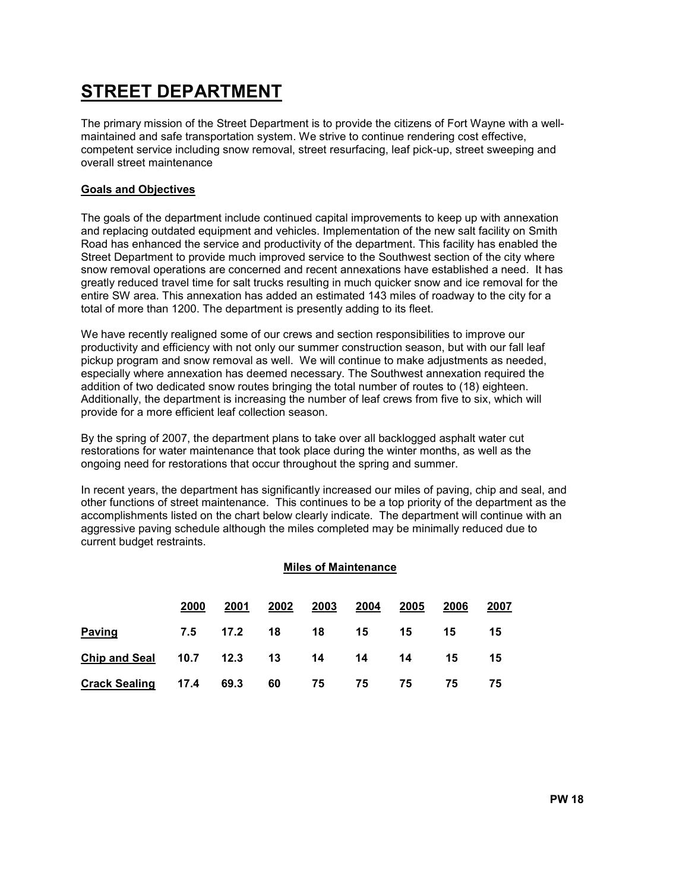# STREET DEPARTMENT

The primary mission of the Street Department is to provide the citizens of Fort Wayne with a well-maintained and safe transportation system. We strive to continue rendering cost effective, competent service including snow removal, street resurfacing, leaf pick-up, street sweeping and overall street maintenance

## Goals and Objectives

The goals of the department include continued capital improvements to keep up with annexation and replacing outdated equipment and vehicles. Implementation of the new salt facility on Smith Road has enhanced the service and productivity of the department. This facility has enabled the Street Department to provide much improved service to the Southwest section of the city where snow removal operations are concerned and recent annexations have established a need. It has greatly reduced travel time for salt trucks resulting in much quicker snow and ice removal for the entire SW area. This annexation has added an estimated 143 miles of roadway to the city for a total of more than 1200. The department is presently adding to its fleet.

We have recently realigned some of our crews and section responsibilities to improve our productivity and efficiency with not only our summer construction season, but with our fall leaf pickup program and snow removal as well. We will continue to make adjustments as needed, especially where annexation has deemed necessary. The Southwest annexation required the addition of two dedicated snow routes bringing the total number of routes to (18) eighteen. Additionally, the department is increasing the number of leaf crews from five to six, which will provide for a more efficient leaf collection season.

By the spring of 2007, the department plans to take over all backlogged asphalt water cut restorations for water maintenance that took place during the winter months, as well as the ongoing need for restorations that occur throughout the spring and summer.

In recent years, the department has significantly increased our miles of paving, chip and seal, and other functions of street maintenance. This continues to be a top priority of the department as the accomplishments listed on the chart below clearly indicate. The department will continue with an aggressive paving schedule although the miles completed may be minimally reduced due to current budget restraints.

### Miles of Maintenance

| | 2000 | 2001 | 2002 | 2003 | 2004 | 2005 | 2006 | 2007 |
|---|---|---|---|---|---|---|---|---|
| **Paving** | 7.5 | 17.2 | 18 | 18 | 15 | 15 | 15 | 15 |
| **Chip and Seal** | 10.7 | 12.3 | 13 | 14 | 14 | 14 | 15 | 15 |
| **Crack Sealing** | 17.4 | 69.3 | 60 | 75 | 75 | 75 | 75 | 75 |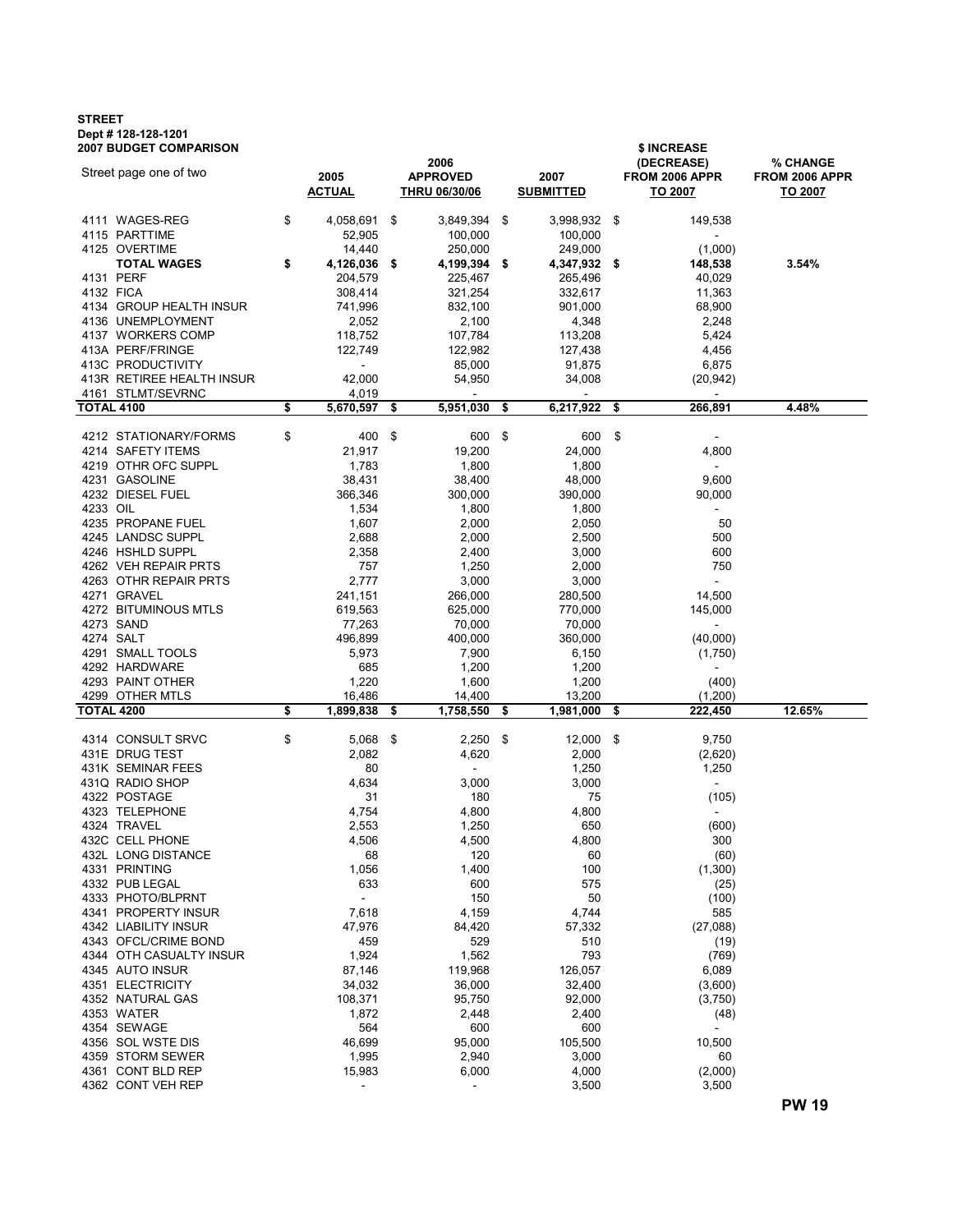**STREET**
**Dept # 128-128-1201**
**2007 BUDGET COMPARISON**

| Street page one of two | 2005 ACTUAL | 2006 APPROVED THRU 06/30/06 | 2007 SUBMITTED | $ INCREASE (DECREASE) FROM 2006 APPR TO 2007 | % CHANGE FROM 2006 APPR TO 2007 |
|---|---|---|---|---|---|
| 4111 WAGES-REG | $ 4,058,691 | $ 3,849,394 | $ 3,998,932 | $ 149,538 | |
| 4115 PARTTIME | 52,905 | 100,000 | 100,000 | - | |
| 4125 OVERTIME | 14,440 | 250,000 | 249,000 | (1,000) | |
| **TOTAL WAGES** | **$ 4,126,036** | **$ 4,199,394** | **$ 4,347,932** | **$ 148,538** | **3.54%** |
| 4131 PERF | 204,579 | 225,467 | 265,496 | 40,029 | |
| 4132 FICA | 308,414 | 321,254 | 332,617 | 11,363 | |
| 4134 GROUP HEALTH INSUR | 741,996 | 832,100 | 901,000 | 68,900 | |
| 4136 UNEMPLOYMENT | 2,052 | 2,100 | 4,348 | 2,248 | |
| 4137 WORKERS COMP | 118,752 | 107,784 | 113,208 | 5,424 | |
| 413A PERF/FRINGE | 122,749 | 122,982 | 127,438 | 4,456 | |
| 413C PRODUCTIVITY | - | 85,000 | 91,875 | 6,875 | |
| 413R RETIREE HEALTH INSUR | 42,000 | 54,950 | 34,008 | (20,942) | |
| 4161 STLMT/SEVRNC | 4,019 | - | - | - | |
| **TOTAL 4100** | **$ 5,670,597** | **$ 5,951,030** | **$ 6,217,922** | **$ 266,891** | **4.48%** |
| 4212 STATIONARY/FORMS | $ 400 | $ 600 | $ 600 | $ - | |
| 4214 SAFETY ITEMS | 21,917 | 19,200 | 24,000 | 4,800 | |
| 4219 OTHR OFC SUPPL | 1,783 | 1,800 | 1,800 | - | |
| 4231 GASOLINE | 38,431 | 38,400 | 48,000 | 9,600 | |
| 4232 DIESEL FUEL | 366,346 | 300,000 | 390,000 | 90,000 | |
| 4233 OIL | 1,534 | 1,800 | 1,800 | - | |
| 4235 PROPANE FUEL | 1,607 | 2,000 | 2,050 | 50 | |
| 4245 LANDSC SUPPL | 2,688 | 2,000 | 2,500 | 500 | |
| 4246 HSHLD SUPPL | 2,358 | 2,400 | 3,000 | 600 | |
| 4262 VEH REPAIR PRTS | 757 | 1,250 | 2,000 | 750 | |
| 4263 OTHR REPAIR PRTS | 2,777 | 3,000 | 3,000 | - | |
| 4271 GRAVEL | 241,151 | 266,000 | 280,500 | 14,500 | |
| 4272 BITUMINOUS MTLS | 619,563 | 625,000 | 770,000 | 145,000 | |
| 4273 SAND | 77,263 | 70,000 | 70,000 | - | |
| 4274 SALT | 496,899 | 400,000 | 360,000 | (40,000) | |
| 4291 SMALL TOOLS | 5,973 | 7,900 | 6,150 | (1,750) | |
| 4292 HARDWARE | 685 | 1,200 | 1,200 | - | |
| 4293 PAINT OTHER | 1,220 | 1,600 | 1,200 | (400) | |
| 4299 OTHER MTLS | 16,486 | 14,400 | 13,200 | (1,200) | |
| **TOTAL 4200** | **$ 1,899,838** | **$ 1,758,550** | **$ 1,981,000** | **$ 222,450** | **12.65%** |
| 4314 CONSULT SRVC | $ 5,068 | $ 2,250 | $ 12,000 | $ 9,750 | |
| 431E DRUG TEST | 2,082 | 4,620 | 2,000 | (2,620) | |
| 431K SEMINAR FEES | 80 | - | 1,250 | 1,250 | |
| 431Q RADIO SHOP | 4,634 | 3,000 | 3,000 | - | |
| 4322 POSTAGE | 31 | 180 | 75 | (105) | |
| 4323 TELEPHONE | 4,754 | 4,800 | 4,800 | - | |
| 4324 TRAVEL | 2,553 | 1,250 | 650 | (600) | |
| 432C CELL PHONE | 4,506 | 4,500 | 4,800 | 300 | |
| 432L LONG DISTANCE | 68 | 120 | 60 | (60) | |
| 4331 PRINTING | 1,056 | 1,400 | 100 | (1,300) | |
| 4332 PUB LEGAL | 633 | 600 | 575 | (25) | |
| 4333 PHOTO/BLPRNT | - | 150 | 50 | (100) | |
| 4341 PROPERTY INSUR | 7,618 | 4,159 | 4,744 | 585 | |
| 4342 LIABILITY INSUR | 47,976 | 84,420 | 57,332 | (27,088) | |
| 4343 OFCL/CRIME BOND | 459 | 529 | 510 | (19) | |
| 4344 OTH CASUALTY INSUR | 1,924 | 1,562 | 793 | (769) | |
| 4345 AUTO INSUR | 87,146 | 119,968 | 126,057 | 6,089 | |
| 4351 ELECTRICITY | 34,032 | 36,000 | 32,400 | (3,600) | |
| 4352 NATURAL GAS | 108,371 | 95,750 | 92,000 | (3,750) | |
| 4353 WATER | 1,872 | 2,448 | 2,400 | (48) | |
| 4354 SEWAGE | 564 | 600 | 600 | - | |
| 4356 SOL WSTE DIS | 46,699 | 95,000 | 105,500 | 10,500 | |
| 4359 STORM SEWER | 1,995 | 2,940 | 3,000 | 60 | |
| 4361 CONT BLD REP | 15,983 | 6,000 | 4,000 | (2,000) | |
| 4362 CONT VEH REP | - | - | 3,500 | 3,500 | |

PW 19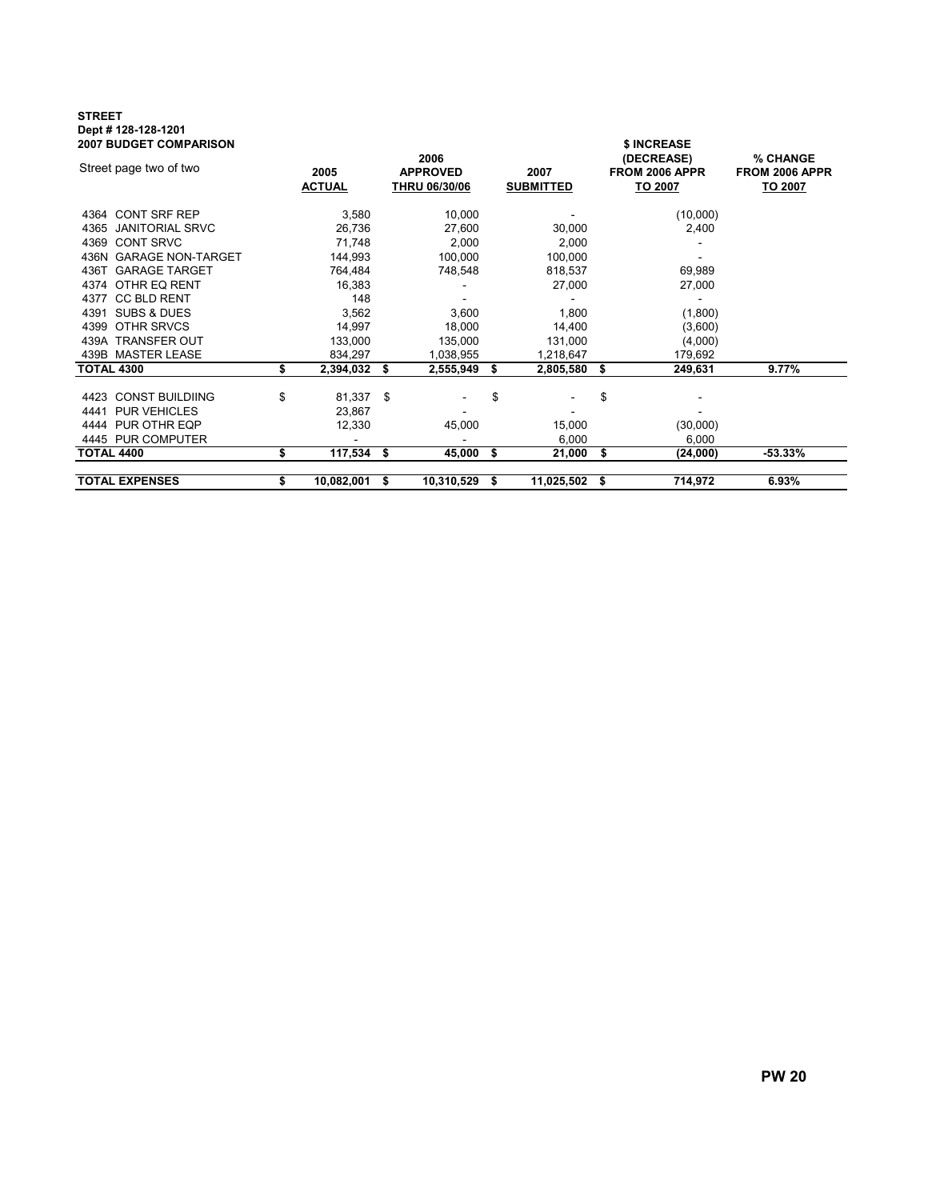**STREET**
**Dept # 128-128-1201**
**2007 BUDGET COMPARISON**

| Street page two of two | 2005 ACTUAL | 2006 APPROVED THRU 06/30/06 | 2007 SUBMITTED | $ INCREASE (DECREASE) FROM 2006 APPR TO 2007 | % CHANGE FROM 2006 APPR TO 2007 |
|---|---|---|---|---|---|
| 4364 CONT SRF REP | 3,580 | 10,000 | - | (10,000) | |
| 4365 JANITORIAL SRVC | 26,736 | 27,600 | 30,000 | 2,400 | |
| 4369 CONT SRVC | 71,748 | 2,000 | 2,000 | - | |
| 436N GARAGE NON-TARGET | 144,993 | 100,000 | 100,000 | - | |
| 436T GARAGE TARGET | 764,484 | 748,548 | 818,537 | 69,989 | |
| 4374 OTHR EQ RENT | 16,383 | - | 27,000 | 27,000 | |
| 4377 CC BLD RENT | 148 | - | - | - | |
| 4391 SUBS & DUES | 3,562 | 3,600 | 1,800 | (1,800) | |
| 4399 OTHR SRVCS | 14,997 | 18,000 | 14,400 | (3,600) | |
| 439A TRANSFER OUT | 133,000 | 135,000 | 131,000 | (4,000) | |
| 439B MASTER LEASE | 834,297 | 1,038,955 | 1,218,647 | 179,692 | |
| **TOTAL 4300** | **$ 2,394,032** | **$ 2,555,949** | **$ 2,805,580** | **$ 249,631** | **9.77%** |
| 4423 CONST BUILDIING | $ 81,337 | $ - | $ - | $ - | |
| 4441 PUR VEHICLES | 23,867 | - | - | - | |
| 4444 PUR OTHR EQP | 12,330 | 45,000 | 15,000 | (30,000) | |
| 4445 PUR COMPUTER | - | - | 6,000 | 6,000 | |
| **TOTAL 4400** | **$ 117,534** | **$ 45,000** | **$ 21,000** | **$ (24,000)** | **-53.33%** |
| **TOTAL EXPENSES** | **$ 10,082,001** | **$ 10,310,529** | **$ 11,025,502** | **$ 714,972** | **6.93%** |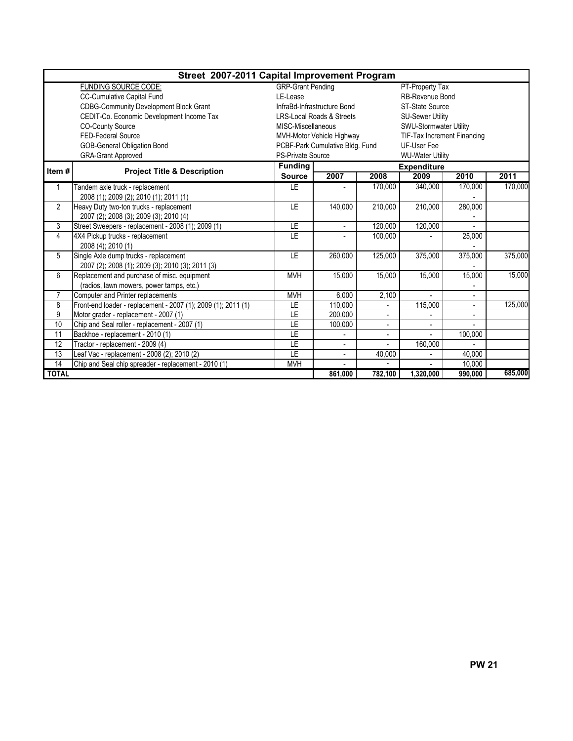# Street 2007-2011 Capital Improvement Program

| FUNDING SOURCE CODE: | | |
|---|---|---|
| CC-Cumulative Capital Fund | GRP-Grant Pending | PT-Property Tax |
| CDBG-Community Development Block Grant | LE-Lease | RB-Revenue Bond |
| CEDIT-Co. Economic Development Income Tax | InfraBd-Infrastructure Bond | ST-State Source |
| CO-County Source | LRS-Local Roads & Streets | SU-Sewer Utility |
| FED-Federal Source | MISC-Miscellaneous | SWU-Stormwater Utility |
| GOB-General Obligation Bond | MVH-Motor Vehicle Highway | TIF-Tax Increment Financing |
| GRA-Grant Approved | PCBF-Park Cumulative Bldg. Fund | UF-User Fee |
| | PS-Private Source | WU-Water Utility |

| Item # | Project Title & Description | Funding Source | Expenditure 2007 | 2008 | 2009 | 2010 | 2011 |
|---|---|---|---|---|---|---|---|
| 1 | Tandem axle truck - replacement<br>2008 (1); 2009 (2); 2010 (1); 2011 (1) | LE | - | 170,000 | 340,000 | 170,000<br>- | 170,000 |
| 2 | Heavy Duty two-ton trucks - replacement<br>2007 (2); 2008 (3); 2009 (3); 2010 (4) | LE | 140,000 | 210,000 | 210,000 | 280,000<br>- | |
| 3 | Street Sweepers - replacement - 2008 (1); 2009 (1) | LE | - | 120,000 | 120,000 | - | |
| 4 | 4X4 Pickup trucks - replacement<br>2008 (4); 2010 (1) | LE | - | 100,000 | - | 25,000<br>- | |
| 5 | Single Axle dump trucks - replacement<br>2007 (2); 2008 (1); 2009 (3); 2010 (3); 2011 (3) | LE | 260,000 | 125,000 | 375,000 | 375,000<br>- | 375,000 |
| 6 | Replacement and purchase of misc. equipment<br>(radios, lawn mowers, power tamps, etc.) | MVH | 15,000 | 15,000 | 15,000 | 15,000<br>- | 15,000 |
| 7 | Computer and Printer replacements | MVH | 6,000 | 2,100 | - | - | |
| 8 | Front-end loader - replacement - 2007 (1); 2009 (1); 2011 (1) | LE | 110,000 | - | 115,000 | - | 125,000 |
| 9 | Motor grader - replacement - 2007 (1) | LE | 200,000 | - | - | - | |
| 10 | Chip and Seal roller - replacement - 2007 (1) | LE | 100,000 | - | - | - | |
| 11 | Backhoe - replacement - 2010 (1) | LE | - | - | - | 100,000 | |
| 12 | Tractor - replacement - 2009 (4) | LE | - | - | 160,000 | - | |
| 13 | Leaf Vac - replacement - 2008 (2); 2010 (2) | LE | - | 40,000 | - | 40,000 | |
| 14 | Chip and Seal chip spreader - replacement - 2010 (1) | MVH | - | - | - | 10,000 | |
| **TOTAL** | | | **861,000** | **782,100** | **1,320,000** | **990,000** | **685,000** |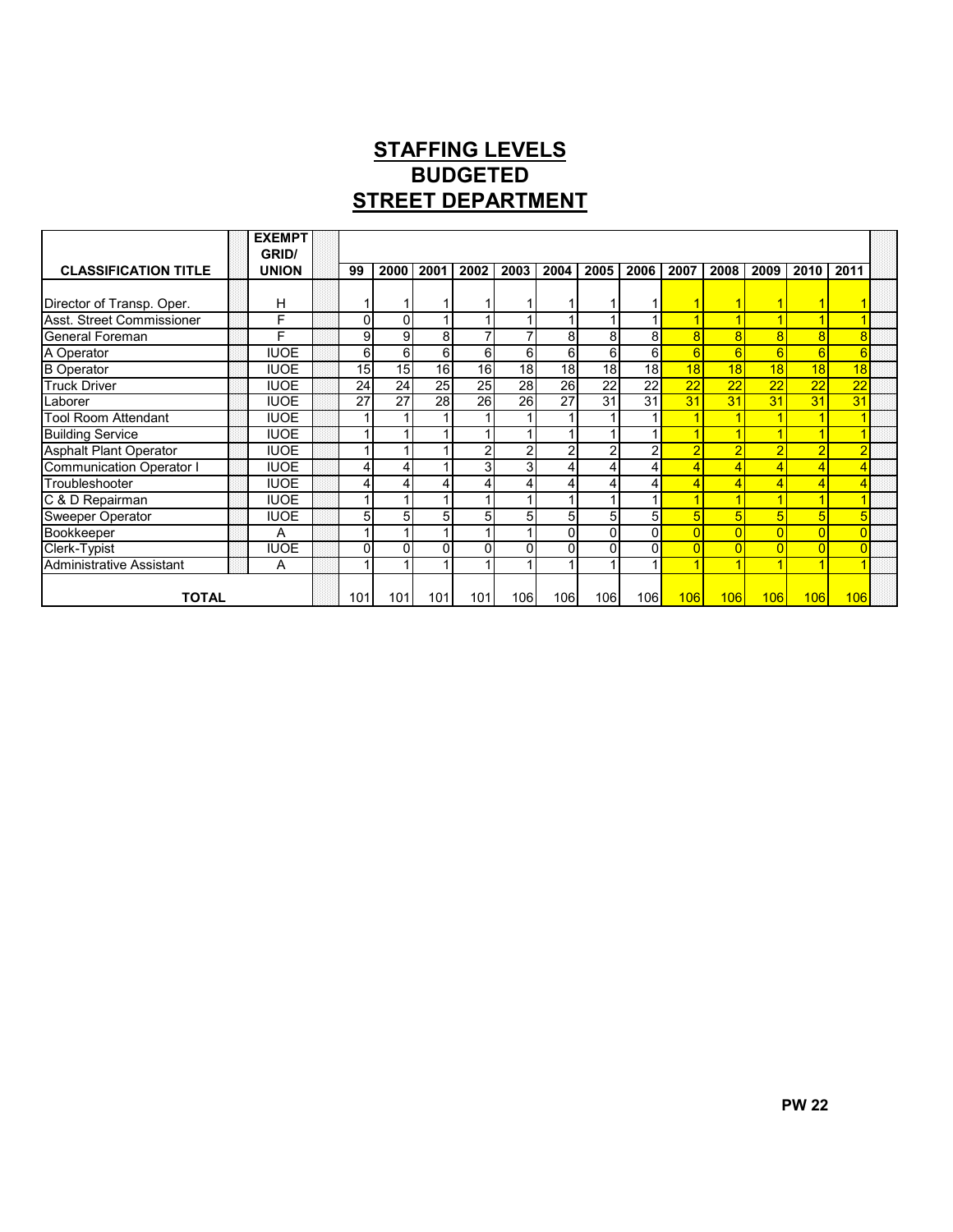# STAFFING LEVELS
# BUDGETED
# STREET DEPARTMENT

| CLASSIFICATION TITLE | EXEMPT GRID/ UNION | 99 | 2000 | 2001 | 2002 | 2003 | 2004 | 2005 | 2006 | 2007 | 2008 | 2009 | 2010 | 2011 |
|---|---|---|---|---|---|---|---|---|---|---|---|---|---|---|
| Director of Transp. Oper. | H | 1 | 1 | 1 | 1 | 1 | 1 | 1 | 1 | 1 | 1 | 1 | 1 | 1 |
| Asst. Street Commissioner | F | 0 | 0 | 1 | 1 | 1 | 1 | 1 | 1 | 1 | 1 | 1 | 1 | 1 |
| General Foreman | F | 9 | 9 | 8 | 7 | 7 | 8 | 8 | 8 | 8 | 8 | 8 | 8 | 8 |
| A Operator | IUOE | 6 | 6 | 6 | 6 | 6 | 6 | 6 | 6 | 6 | 6 | 6 | 6 | 6 |
| B Operator | IUOE | 15 | 15 | 16 | 16 | 18 | 18 | 18 | 18 | 18 | 18 | 18 | 18 | 18 |
| Truck Driver | IUOE | 24 | 24 | 25 | 25 | 28 | 26 | 22 | 22 | 22 | 22 | 22 | 22 | 22 |
| Laborer | IUOE | 27 | 27 | 28 | 26 | 26 | 27 | 31 | 31 | 31 | 31 | 31 | 31 | 31 |
| Tool Room Attendant | IUOE | 1 | 1 | 1 | 1 | 1 | 1 | 1 | 1 | 1 | 1 | 1 | 1 | 1 |
| Building Service | IUOE | 1 | 1 | 1 | 1 | 1 | 1 | 1 | 1 | 1 | 1 | 1 | 1 | 1 |
| Asphalt Plant Operator | IUOE | 1 | 1 | 1 | 2 | 2 | 2 | 2 | 2 | 2 | 2 | 2 | 2 | 2 |
| Communication Operator I | IUOE | 4 | 4 | 1 | 3 | 3 | 4 | 4 | 4 | 4 | 4 | 4 | 4 | 4 |
| Troubleshooter | IUOE | 4 | 4 | 4 | 4 | 4 | 4 | 4 | 4 | 4 | 4 | 4 | 4 | 4 |
| C & D Repairman | IUOE | 1 | 1 | 1 | 1 | 1 | 1 | 1 | 1 | 1 | 1 | 1 | 1 | 1 |
| Sweeper Operator | IUOE | 5 | 5 | 5 | 5 | 5 | 5 | 5 | 5 | 5 | 5 | 5 | 5 | 5 |
| Bookkeeper | A | 1 | 1 | 1 | 1 | 1 | 0 | 0 | 0 | 0 | 0 | 0 | 0 | 0 |
| Clerk-Typist | IUOE | 0 | 0 | 0 | 0 | 0 | 0 | 0 | 0 | 0 | 0 | 0 | 0 | 0 |
| Administrative Assistant | A | 1 | 1 | 1 | 1 | 1 | 1 | 1 | 1 | 1 | 1 | 1 | 1 | 1 |
| **TOTAL** | | 101 | 101 | 101 | 101 | 106 | 106 | 106 | 106 | 106 | 106 | 106 | 106 | 106 |

PW 22